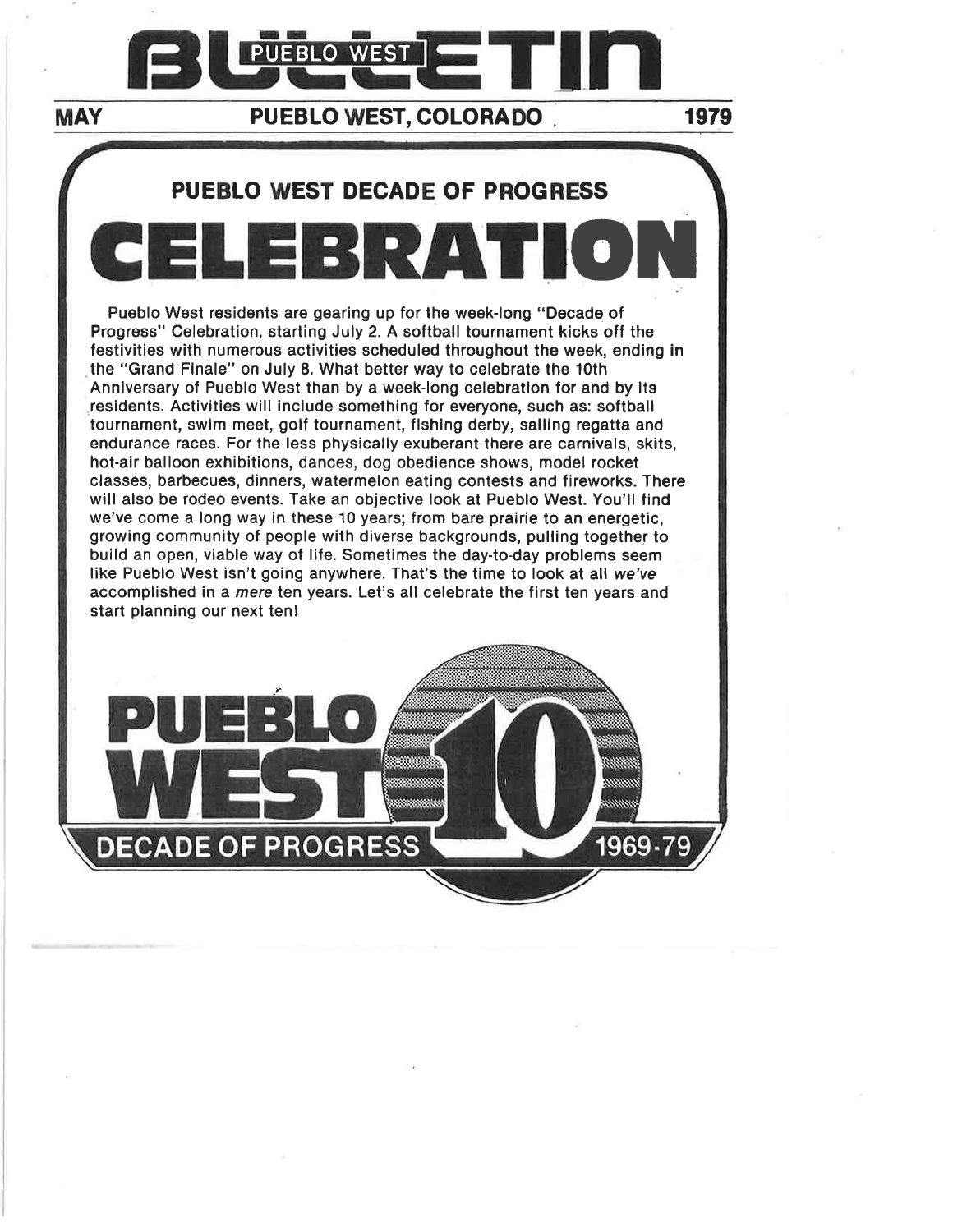# PUEBLO WEST BULLETIN

**MAY** — **PUEBLO WEST, COLORADO** — **1979**

## PUEBLO WEST DECADE OF PROGRESS

# CELEBRATION

Pueblo West residents are gearing up for the week-long "Decade of Progress" Celebration, starting July 2. A softball tournament kicks off the festivities with numerous activities scheduled throughout the week, ending in the "Grand Finale" on July 8. What better way to celebrate the 10th Anniversary of Pueblo West than by a week-long celebration for and by its residents. Activities will include something for everyone, such as: softball tournament, swim meet, golf tournament, fishing derby, sailing regatta and endurance races. For the less physically exuberant there are carnivals, skits, hot-air balloon exhibitions, dances, dog obedience shows, model rocket classes, barbecues, dinners, watermelon eating contests and fireworks. There will also be rodeo events. Take an objective look at Pueblo West. You'll find we've come a long way in these 10 years; from bare prairie to an energetic, growing community of people with diverse backgrounds, pulling together to build an open, viable way of life. Sometimes the day-to-day problems seem like Pueblo West isn't going anywhere. That's the time to look at all *we've* accomplished in a *mere* ten years. Let's all celebrate the first ten years and start planning our next ten!

**PUEBLO WEST 10**

**DECADE OF PROGRESS 1969-79**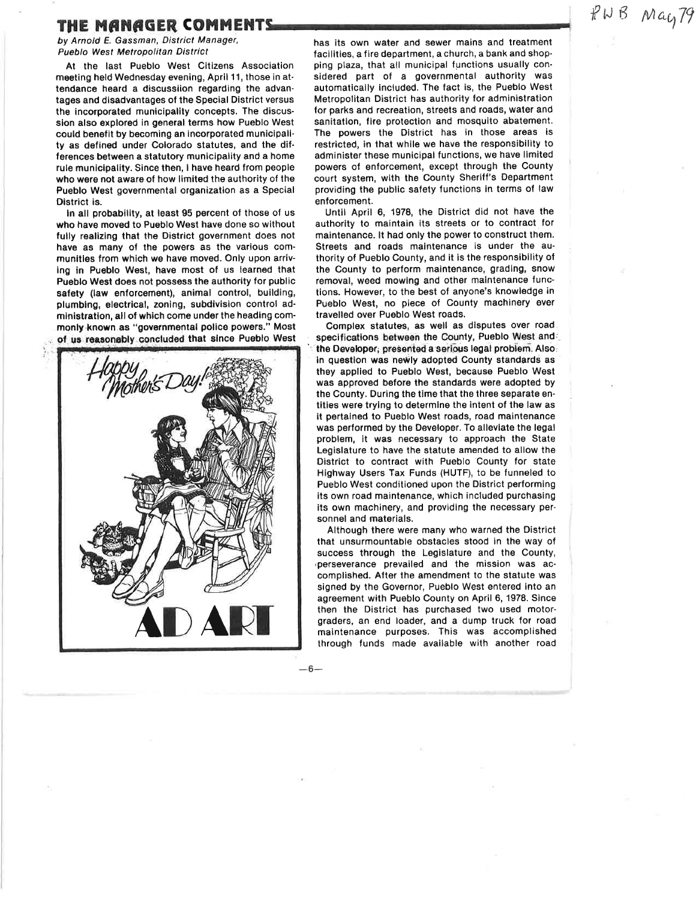## THE MANAGER COMMENTS

*by Arnold E. Gassman, District Manager, Pueblo West Metropolitan District*

At the last Pueblo West Citizens Association meeting held Wednesday evening, April 11, those in attendance heard a discussiion regarding the advantages and disadvantages of the Special District versus the incorporated municipality concepts. The discussion also explored in general terms how Pueblo West could benefit by becoming an incorporated municipality as defined under Colorado statutes, and the differences between a statutory municipality and a home rule municipality. Since then, I have heard from people who were not aware of how limited the authority of the Pueblo West governmental organization as a Special District is.

In all probability, at least 95 percent of those of us who have moved to Pueblo West have done so without fully realizing that the District government does not have as many of the powers as the various communities from which we have moved. Only upon arriving in Pueblo West, have most of us learned that Pueblo West does not possess the authority for public safety (law enforcement), animal control, building, plumbing, electrical, zoning, subdivision control administration, all of which come under the heading commonly known as "governmental police powers." Most of us reasonably concluded that since Pueblo West has its own water and sewer mains and treatment facilities, a fire department, a church, a bank and shopping plaza, that all municipal functions usually considered part of a governmental authority was automatically included. The fact is, the Pueblo West Metropolitan District has authority for administration for parks and recreation, streets and roads, water and sanitation, fire protection and mosquito abatement. The powers the District has in those areas is restricted, in that while we have the responsibility to administer these municipal functions, we have limited powers of enforcement, except through the County court system, with the County Sheriff's Department providing the public safety functions in terms of law enforcement.

Until April 6, 1978, the District did not have the authority to maintain its streets or to contract for maintenance. It had only the power to construct them. Streets and roads maintenance is under the authority of Pueblo County, and it is the responsibility of the County to perform maintenance, grading, snow removal, weed mowing and other maintenance functions. However, to the best of anyone's knowledge in Pueblo West, no piece of County machinery ever travelled over Pueblo West roads.

Complex statutes, as well as disputes over road specifications between the County, Pueblo West and the Developer, presented a serious legal problem. Also in question was newly adopted County standards as they applied to Pueblo West, because Pueblo West was approved before the standards were adopted by the County. During the time that the three separate entities were trying to determine the intent of the law as it pertained to Pueblo West roads, road maintenance was performed by the Developer. To alleviate the legal problem, it was necessary to approach the State Legislature to have the statute amended to allow the District to contract with Pueblo County for state Highway Users Tax Funds (HUTF), to be funneled to Pueblo West conditioned upon the District performing its own road maintenance, which included purchasing its own machinery, and providing the necessary personnel and materials.

Although there were many who warned the District that unsurmountable obstacles stood in the way of success through the Legislature and the County, perseverance prevailed and the mission was accomplished. After the amendment to the statute was signed by the Governor, Pueblo West entered into an agreement with Pueblo County on April 6, 1978. Since then the District has purchased two used motorgraders, an end loader, and a dump truck for road maintenance purposes. This was accomplished through funds made available with another road

Happy Mother's Day!

AD ART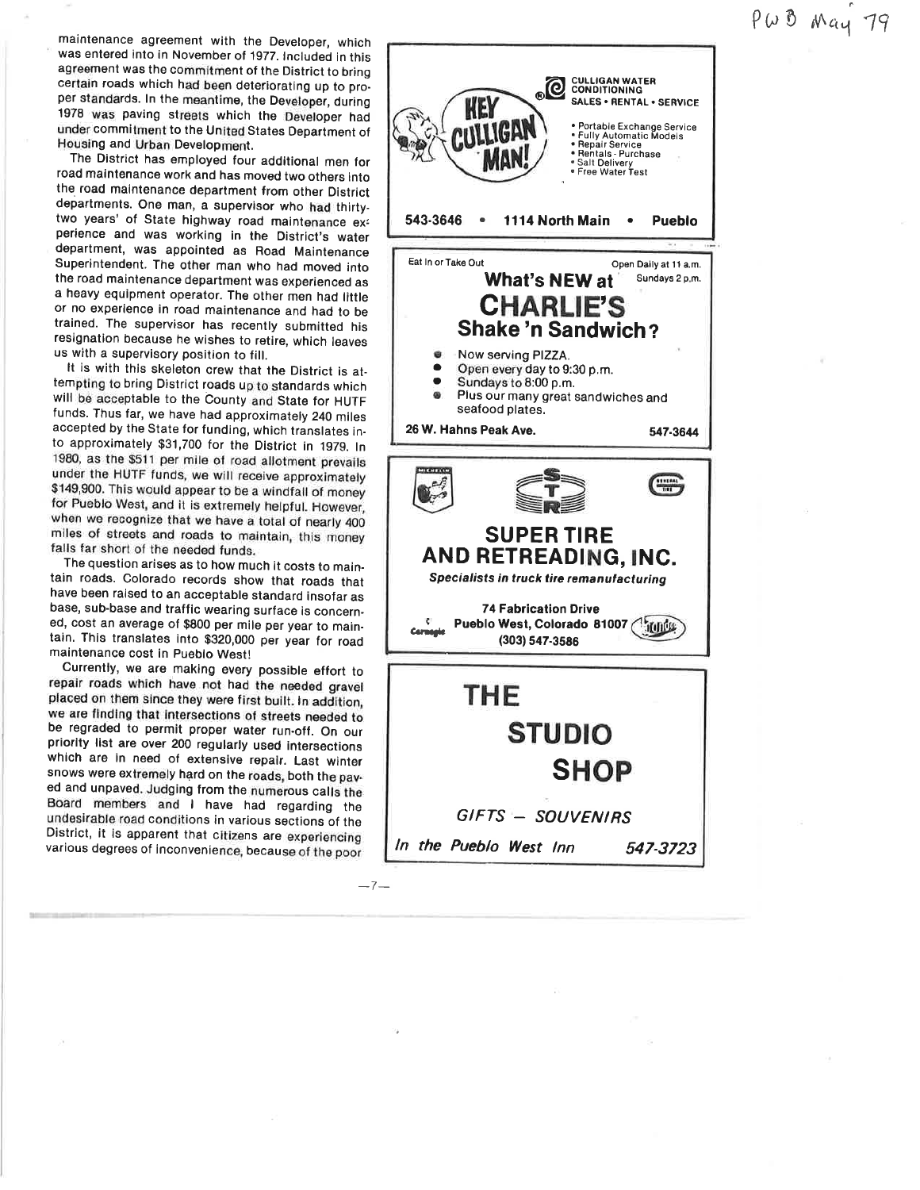maintenance agreement with the Developer, which was entered into in November of 1977. Included in this agreement was the commitment of the District to bring certain roads which had been deteriorating up to proper standards. In the meantime, the Developer, during 1978 was paving streets which the Developer had under commitment to the United States Department of Housing and Urban Development.

The District has employed four additional men for road maintenance work and has moved two others into the road maintenance department from other District departments. One man, a supervisor who had thirty-two years' of State highway road maintenance experience and was working in the District's water department, was appointed as Road Maintenance Superintendent. The other man who had moved into the road maintenance department was experienced as a heavy equipment operator. The other men had little or no experience in road maintenance and had to be trained. The supervisor has recently submitted his resignation because he wishes to retire, which leaves us with a supervisory position to fill.

It is with this skeleton crew that the District is attempting to bring District roads up to standards which will be acceptable to the County and State for HUTF funds. Thus far, we have had approximately 240 miles accepted by the State for funding, which translates into approximately $31,700 for the District in 1979. In 1980, as the $511 per mile of road allotment prevails under the HUTF funds, we will receive approximately $149,900. This would appear to be a windfall of money for Pueblo West, and it is extremely helpful. However, when we recognize that we have a total of nearly 400 miles of streets and roads to maintain, this money falls far short of the needed funds.

The question arises as to how much it costs to maintain roads. Colorado records show that roads that have been raised to an acceptable standard insofar as base, sub-base and traffic wearing surface is concerned, cost an average of $800 per mile per year to maintain. This translates into $320,000 per year for road maintenance cost in Pueblo West!

Currently, we are making every possible effort to repair roads which have not had the needed gravel placed on them since they were first built. In addition, we are finding that intersections of streets needed to be regraded to permit proper water run-off. On our priority list are over 200 regularly used intersections which are in need of extensive repair. Last winter snows were extremely hard on the roads, both the paved and unpaved. Judging from the numerous calls the Board members and I have had regarding the undesirable road conditions in various sections of the District, it is apparent that citizens are experiencing various degrees of inconvenience, because of the poor

---

**HEY CULLIGAN MAN!**

**CULLIGAN WATER CONDITIONING**
**SALES • RENTAL • SERVICE**

- Portable Exchange Service
- Fully Automatic Models
- Repair Service
- Rentals - Purchase
- Salt Delivery
- Free Water Test

**543-3646 • 1114 North Main • Pueblo**

---

Eat In or Take Out — Open Daily at 11 a.m. Sundays 2 p.m.

## What's NEW at CHARLIE'S Shake 'n Sandwich?

- Now serving PIZZA.
- Open every day to 9:30 p.m.
- Sundays to 8:00 p.m.
- Plus our many great sandwiches and seafood plates.

**26 W. Hahns Peak Ave.** — **547-3644**

---

## SUPER TIRE AND RETREADING, INC.

*Specialists in truck tire remanufacturing*

**74 Fabrication Drive**
**Pueblo West, Colorado 81007**
**(303) 547-3586**

---

## THE STUDIO SHOP

*GIFTS — SOUVENIRS*

*In the Pueblo West Inn* — *547-3723*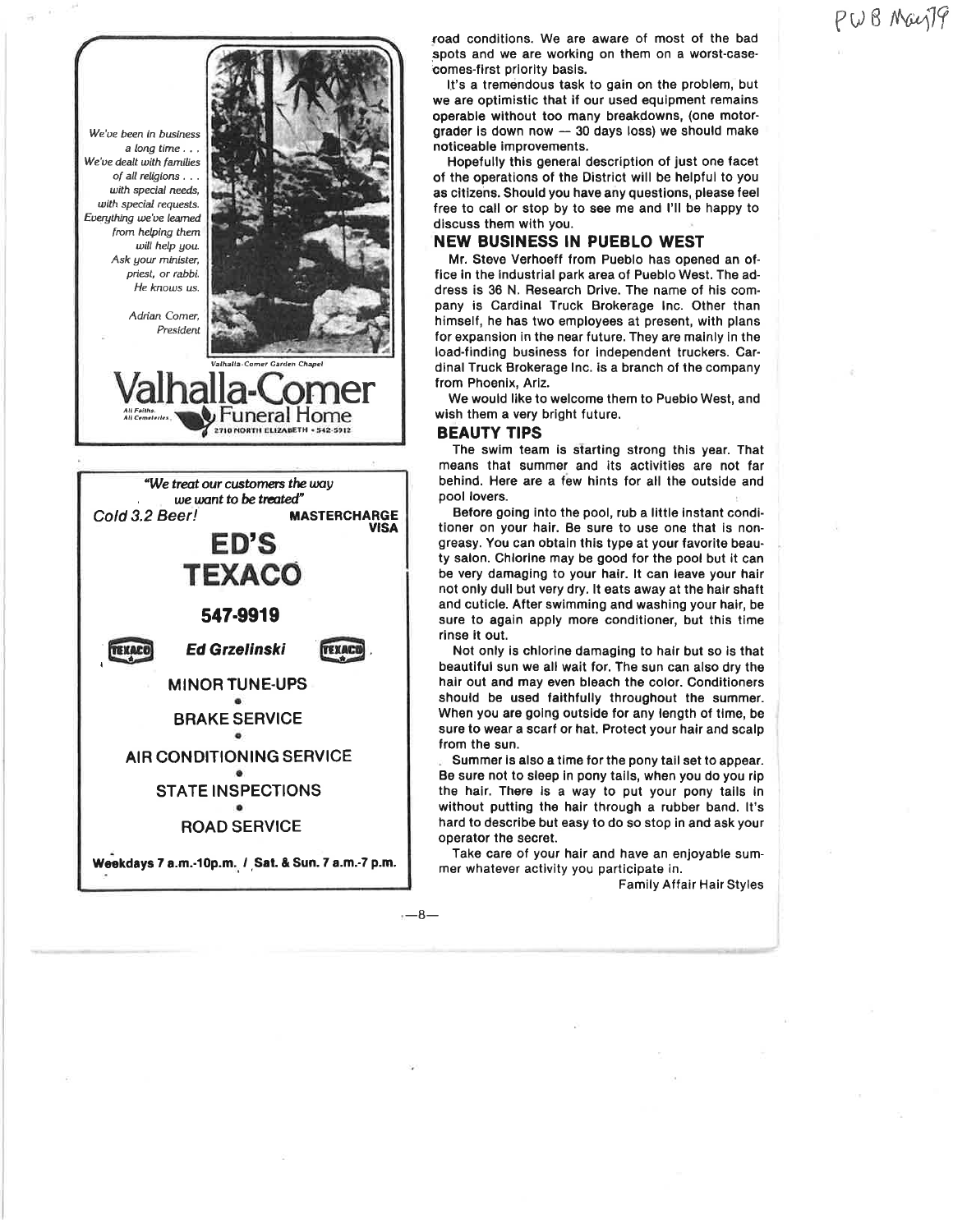*We've been in business a long time . . . We've dealt with families of all religions . . . with special needs, with special requests. Everything we've learned from helping them will help you. Ask your minister, priest, or rabbi. He knows us.*

*Adrian Comer, President*

Valhalla-Comer Garden Chapel

# Valhalla-Comer Funeral Home

All Faiths. All Cemeteries.

2710 NORTH ELIZABETH • 542-5912

*"We treat our customers the way we want to be treated"*

*Cold 3.2 Beer!*

MASTERCHARGE
VISA

# ED'S TEXACO

## 547-9919

*Ed Grzelinski*

MINOR TUNE-UPS

•

BRAKE SERVICE

•

AIR CONDITIONING SERVICE

•

STATE INSPECTIONS

•

ROAD SERVICE

**Weekdays 7 a.m.-10p.m. / Sat. & Sun. 7 a.m.-7 p.m.**

road conditions. We are aware of most of the bad spots and we are working on them on a worst-case-comes-first priority basis.

It's a tremendous task to gain on the problem, but we are optimistic that if our used equipment remains operable without too many breakdowns, (one motor-grader is down now — 30 days loss) we should make noticeable improvements.

Hopefully this general description of just one facet of the operations of the District will be helpful to you as citizens. Should you have any questions, please feel free to call or stop by to see me and I'll be happy to discuss them with you.

## NEW BUSINESS IN PUEBLO WEST

Mr. Steve Verhoeff from Pueblo has opened an office in the industrial park area of Pueblo West. The address is 36 N. Research Drive. The name of his company is Cardinal Truck Brokerage Inc. Other than himself, he has two employees at present, with plans for expansion in the near future. They are mainly in the load-finding business for independent truckers. Cardinal Truck Brokerage Inc. is a branch of the company from Phoenix, Ariz.

We would like to welcome them to Pueblo West, and wish them a very bright future.

## BEAUTY TIPS

The swim team is starting strong this year. That means that summer and its activities are not far behind. Here are a few hints for all the outside and pool lovers.

Before going into the pool, rub a little instant conditioner on your hair. Be sure to use one that is non-greasy. You can obtain this type at your favorite beauty salon. Chlorine may be good for the pool but it can be very damaging to your hair. It can leave your hair not only dull but very dry. It eats away at the hair shaft and cuticle. After swimming and washing your hair, be sure to again apply more conditioner, but this time rinse it out.

Not only is chlorine damaging to hair but so is that beautiful sun we all wait for. The sun can also dry the hair out and may even bleach the color. Conditioners should be used faithfully throughout the summer. When you are going outside for any length of time, be sure to wear a scarf or hat. Protect your hair and scalp from the sun.

Summer is also a time for the pony tail set to appear. Be sure not to sleep in pony tails, when you do you rip the hair. There is a way to put your pony tails in without putting the hair through a rubber band. It's hard to describe but easy to do so stop in and ask your operator the secret.

Take care of your hair and have an enjoyable summer whatever activity you participate in.

Family Affair Hair Styles